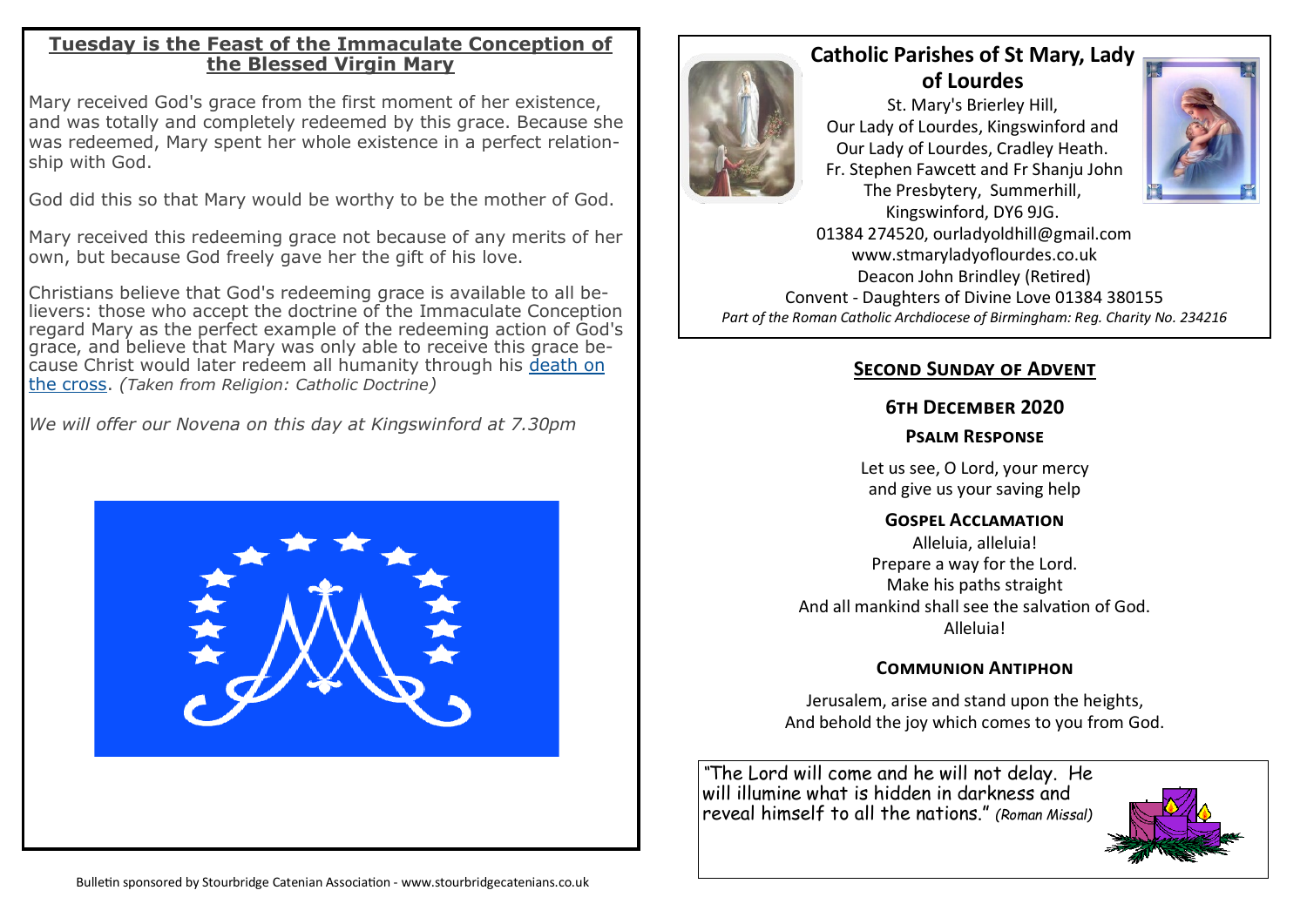## Tuesday is the Feast of the Immaculate Conception of the Blessed Virgin Mary

Mary received God's grace from the first moment of her existence, and was totally and completely redeemed by this grace. Because she was redeemed, Mary spent her whole existence in a perfect relationship with God.

God did this so that Mary would be worthy to be the mother of God.

Mary received this redeeming grace not because of any merits of her own, but because God freely gave her the gift of his love.

Christians believe that God's redeeming grace is available to all believers: those who accept the doctrine of the Immaculate Conception regard Mary as the perfect example of the redeeming action of God's grace, and believe that Mary was only able to receive this grace because Christ would later redeem all humanity through his death on the cross. *(Taken from Religion: Catholic Doctrine)*

*We will offer our Novena on this day at Kingswinford at 7.30pm*

## Catholic Parishes of St Mary, Lady of Lourdes

St. Mary's Brierley Hill,
Our Lady of Lourdes, Kingswinford and
Our Lady of Lourdes, Cradley Heath.
Fr. Stephen Fawcett and Fr Shanju John
The Presbytery, Summerhill,
Kingswinford, DY6 9JG.
01384 274520, ourladyoldhill@gmail.com
www.stmaryladyoflourdes.co.uk
Deacon John Brindley (Retired)
Convent - Daughters of Divine Love 01384 380155
*Part of the Roman Catholic Archdiocese of Birmingham: Reg. Charity No. 234216*

## Second Sunday of Advent

### 6th December 2020

#### Psalm Response

Let us see, O Lord, your mercy
and give us your saving help

#### Gospel Acclamation

Alleluia, alleluia!
Prepare a way for the Lord.
Make his paths straight
And all mankind shall see the salvation of God.
Alleluia!

#### Communion Antiphon

Jerusalem, arise and stand upon the heights,
And behold the joy which comes to you from God.

"The Lord will come and he will not delay. He will illumine what is hidden in darkness and reveal himself to all the nations." *(Roman Missal)*

Bulletin sponsored by Stourbridge Catenian Association - www.stourbridgecatenians.co.uk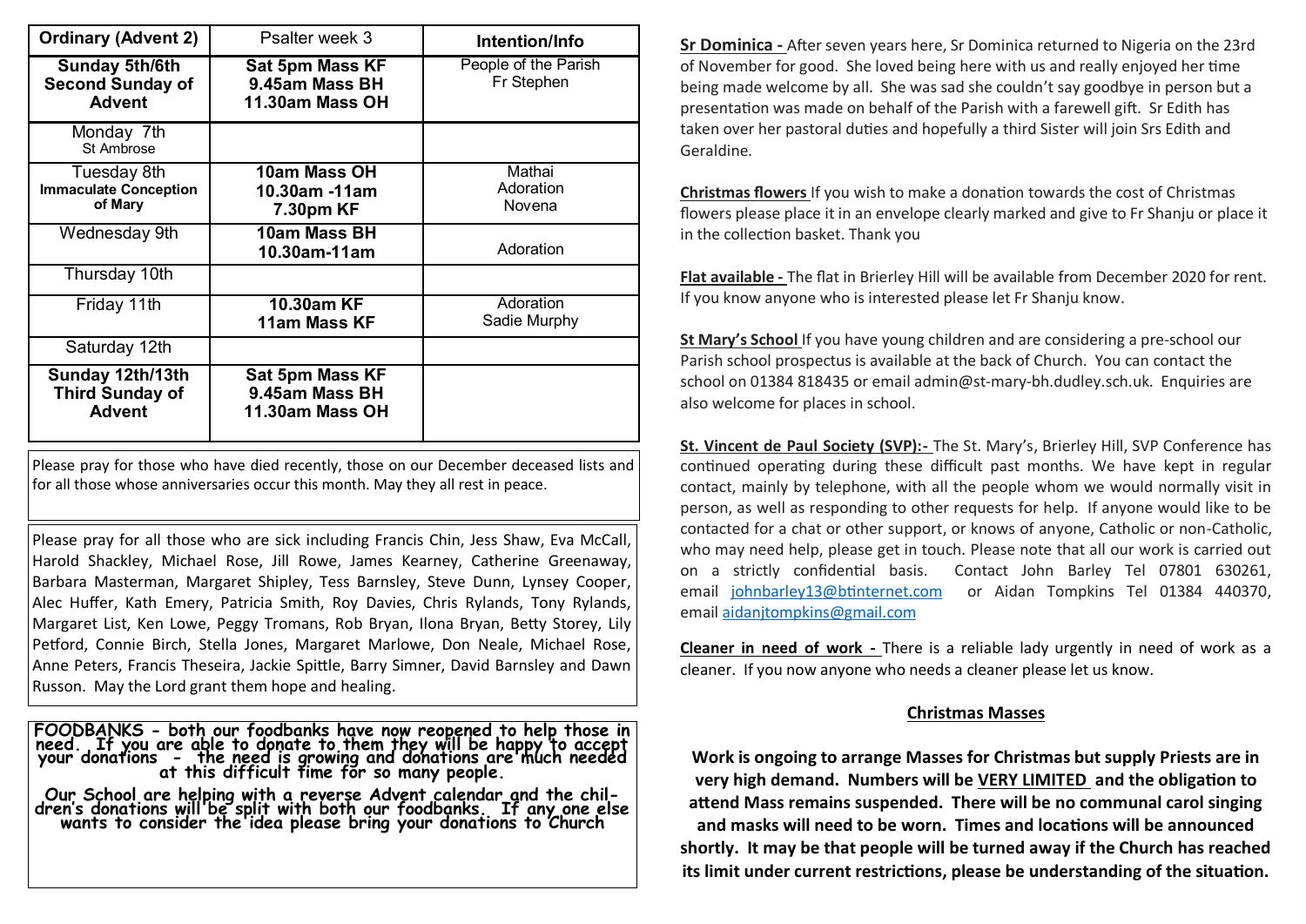| Ordinary (Advent 2) | Psalter week 3 | Intention/Info |
|---|---|---|
| **Sunday 5th/6th Second Sunday of Advent** | **Sat 5pm Mass KF 9.45am Mass BH 11.30am Mass OH** | People of the Parish Fr Stephen |
| Monday 7th St Ambrose | | |
| Tuesday 8th **Immaculate Conception of Mary** | **10am Mass OH 10.30am -11am 7.30pm KF** | Mathai Adoration Novena |
| Wednesday 9th | **10am Mass BH 10.30am-11am** | Adoration |
| Thursday 10th | | |
| Friday 11th | **10.30am KF 11am Mass KF** | Adoration Sadie Murphy |
| Saturday 12th | | |
| **Sunday 12th/13th Third Sunday of Advent** | **Sat 5pm Mass KF 9.45am Mass BH 11.30am Mass OH** | |

Please pray for those who have died recently, those on our December deceased lists and for all those whose anniversaries occur this month. May they all rest in peace.

Please pray for all those who are sick including Francis Chin, Jess Shaw, Eva McCall, Harold Shackley, Michael Rose, Jill Rowe, James Kearney, Catherine Greenaway, Barbara Masterman, Margaret Shipley, Tess Barnsley, Steve Dunn, Lynsey Cooper, Alec Huffer, Kath Emery, Patricia Smith, Roy Davies, Chris Rylands, Tony Rylands, Margaret List, Ken Lowe, Peggy Tromans, Rob Bryan, Ilona Bryan, Betty Storey, Lily Petford, Connie Birch, Stella Jones, Margaret Marlowe, Don Neale, Michael Rose, Anne Peters, Francis Theseira, Jackie Spittle, Barry Simner, David Barnsley and Dawn Russon. May the Lord grant them hope and healing.

**FOODBANKS - both our foodbanks have now reopened to help those in need. If you are able to donate to them they will be happy to accept your donations - the need is growing and donations are much needed at this difficult time for so many people.**

**Our School are helping with a reverse Advent calendar and the children's donations will be split with both our foodbanks. If any one else wants to consider the idea please bring your donations to Church**

**Sr Dominica -** After seven years here, Sr Dominica returned to Nigeria on the 23rd of November for good. She loved being here with us and really enjoyed her time being made welcome by all. She was sad she couldn't say goodbye in person but a presentation was made on behalf of the Parish with a farewell gift. Sr Edith has taken over her pastoral duties and hopefully a third Sister will join Srs Edith and Geraldine.

**Christmas flowers** If you wish to make a donation towards the cost of Christmas flowers please place it in an envelope clearly marked and give to Fr Shanju or place it in the collection basket. Thank you

**Flat available -** The flat in Brierley Hill will be available from December 2020 for rent. If you know anyone who is interested please let Fr Shanju know.

**St Mary's School** If you have young children and are considering a pre-school our Parish school prospectus is available at the back of Church. You can contact the school on 01384 818435 or email admin@st-mary-bh.dudley.sch.uk. Enquiries are also welcome for places in school.

**St. Vincent de Paul Society (SVP):-** The St. Mary's, Brierley Hill, SVP Conference has continued operating during these difficult past months. We have kept in regular contact, mainly by telephone, with all the people whom we would normally visit in person, as well as responding to other requests for help. If anyone would like to be contacted for a chat or other support, or knows of anyone, Catholic or non-Catholic, who may need help, please get in touch. Please note that all our work is carried out on a strictly confidential basis. Contact John Barley Tel 07801 630261, email johnbarley13@btinternet.com or Aidan Tompkins Tel 01384 440370, email aidanjtompkins@gmail.com

**Cleaner in need of work -** There is a reliable lady urgently in need of work as a cleaner. If you now anyone who needs a cleaner please let us know.

## Christmas Masses

**Work is ongoing to arrange Masses for Christmas but supply Priests are in very high demand. Numbers will be VERY LIMITED and the obligation to attend Mass remains suspended. There will be no communal carol singing and masks will need to be worn. Times and locations will be announced shortly. It may be that people will be turned away if the Church has reached its limit under current restrictions, please be understanding of the situation.**